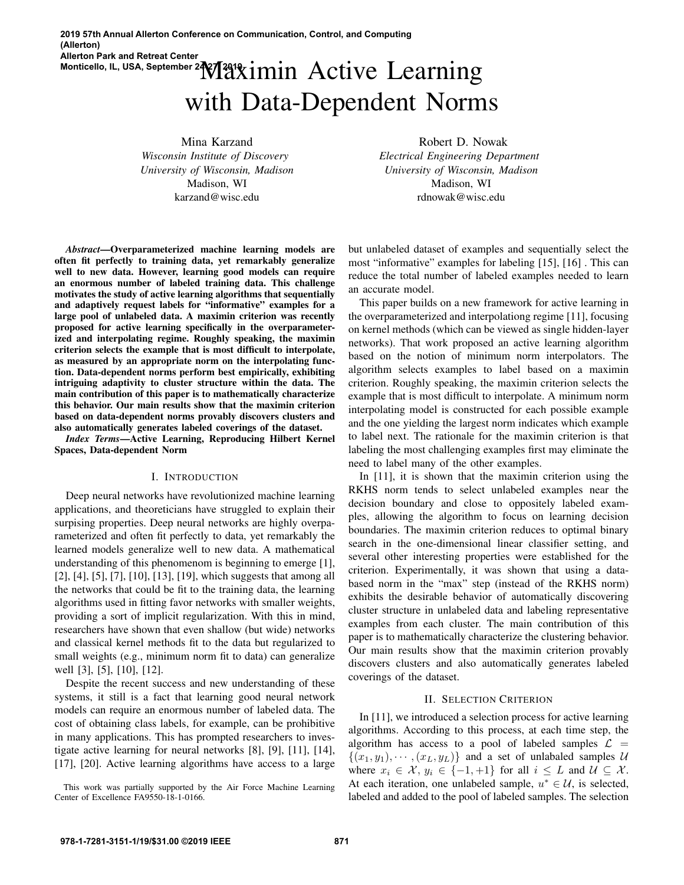# Maximin Active Learning with Data-Dependent Norms

Mina Karzand
*Wisconsin Institute of Discovery*
*University of Wisconsin, Madison*
Madison, WI
karzand@wisc.edu

Robert D. Nowak
*Electrical Engineering Department*
*University of Wisconsin, Madison*
Madison, WI
rdnowak@wisc.edu

***Abstract*—Overparameterized machine learning models are often fit perfectly to training data, yet remarkably generalize well to new data. However, learning good models can require an enormous number of labeled training data. This challenge motivates the study of active learning algorithms that sequentially and adaptively request labels for "informative" examples for a large pool of unlabeled data. A maximin criterion was recently proposed for active learning specifically in the overparameterized and interpolating regime. Roughly speaking, the maximin criterion selects the example that is most difficult to interpolate, as measured by an appropriate norm on the interpolating function. Data-dependent norms perform best empirically, exhibiting intriguing adaptivity to cluster structure within the data. The main contribution of this paper is to mathematically characterize this behavior. Our main results show that the maximin criterion based on data-dependent norms provably discovers clusters and also automatically generates labeled coverings of the dataset.**

***Index Terms*—Active Learning, Reproducing Hilbert Kernel Spaces, Data-dependent Norm**

## I. Introduction

Deep neural networks have revolutionized machine learning applications, and theoreticians have struggled to explain their surpising properties. Deep neural networks are highly overparameterized and often fit perfectly to data, yet remarkably the learned models generalize well to new data. A mathematical understanding of this phenomenom is beginning to emerge [1], [2], [4], [5], [7], [10], [13], [19], which suggests that among all the networks that could be fit to the training data, the learning algorithms used in fitting favor networks with smaller weights, providing a sort of implicit regularization. With this in mind, researchers have shown that even shallow (but wide) networks and classical kernel methods fit to the data but regularized to small weights (e.g., minimum norm fit to data) can generalize well [3], [5], [10], [12].

Despite the recent success and new understanding of these systems, it still is a fact that learning good neural network models can require an enormous number of labeled data. The cost of obtaining class labels, for example, can be prohibitive in many applications. This has prompted researchers to investigate active learning for neural networks [8], [9], [11], [14], [17], [20]. Active learning algorithms have access to a large but unlabeled dataset of examples and sequentially select the most "informative" examples for labeling [15], [16] . This can reduce the total number of labeled examples needed to learn an accurate model.

This paper builds on a new framework for active learning in the overparameterized and interpolating regime [11], focusing on kernel methods (which can be viewed as single hidden-layer networks). That work proposed an active learning algorithm based on the notion of minimum norm interpolators. The algorithm selects examples to label based on a maximin criterion. Roughly speaking, the maximin criterion selects the example that is most difficult to interpolate. A minimum norm interpolating model is constructed for each possible example and the one yielding the largest norm indicates which example to label next. The rationale for the maximin criterion is that labeling the most challenging examples first may eliminate the need to label many of the other examples.

In [11], it is shown that the maximin criterion using the RKHS norm tends to select unlabeled examples near the decision boundary and close to oppositely labeled examples, allowing the algorithm to focus on learning decision boundaries. The maximin criterion reduces to optimal binary search in the one-dimensional linear classifier setting, and several other interesting properties were established for the criterion. Experimentally, it was shown that using a data-based norm in the "max" step (instead of the RKHS norm) exhibits the desirable behavior of automatically discovering cluster structure in unlabeled data and labeling representative examples from each cluster. The main contribution of this paper is to mathematically characterize the clustering behavior. Our main results show that the maximin criterion provably discovers clusters and also automatically generates labeled coverings of the dataset.

## II. Selection Criterion

In [11], we introduced a selection process for active learning algorithms. According to this process, at each time step, the algorithm has access to a pool of labeled samples $\mathcal{L} = \{(x_1, y_1), \cdots, (x_L, y_L)\}$ and a set of unlabaled samples $\mathcal{U}$ where $x_i \in \mathcal{X}$, $y_i \in \{-1, +1\}$ for all $i \leq L$ and $\mathcal{U} \subseteq \mathcal{X}$. At each iteration, one unlabeled sample, $u^* \in \mathcal{U}$, is selected, labeled and added to the pool of labeled samples. The selection

This work was partially supported by the Air Force Machine Learning Center of Excellence FA9550-18-1-0166.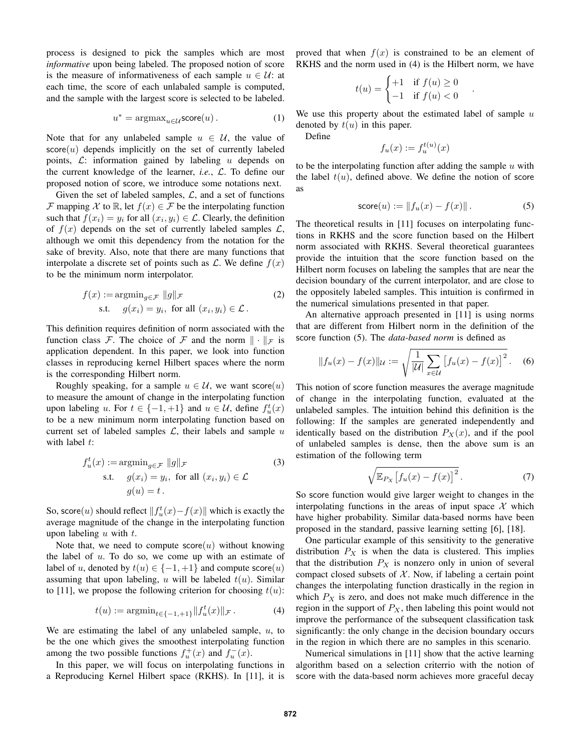process is designed to pick the samples which are most *informative* upon being labeled. The proposed notion of score is the measure of informativeness of each sample $u \in \mathcal{U}$: at each time, the score of each unlabaled sample is computed, and the sample with the largest score is selected to be labeled.

$$u^* = \operatorname{argmax}_{u \in \mathcal{U}} \mathsf{score}(u)\,. \tag{1}$$

Note that for any unlabeled sample $u \in \mathcal{U}$, the value of $\mathsf{score}(u)$ depends implicitly on the set of currently labeled points, $\mathcal{L}$: information gained by labeling $u$ depends on the current knowledge of the learner, *i.e.*, $\mathcal{L}$. To define our proposed notion of score, we introduce some notations next.

Given the set of labeled samples, $\mathcal{L}$, and a set of functions $\mathcal{F}$ mapping $\mathcal{X}$ to $\mathbb{R}$, let $f(x) \in \mathcal{F}$ be the interpolating function such that $f(x_i) = y_i$ for all $(x_i, y_i) \in \mathcal{L}$. Clearly, the definition of $f(x)$ depends on the set of currently labeled samples $\mathcal{L}$, although we omit this dependency from the notation for the sake of brevity. Also, note that there are many functions that interpolate a discrete set of points such as $\mathcal{L}$. We define $f(x)$ to be the minimum norm interpolator.

$$\begin{aligned} f(x) &:= \operatorname{argmin}_{g \in \mathcal{F}} \ \|g\|_{\mathcal{F}} \\ &\text{s.t.} \quad g(x_i) = y_i, \text{ for all } (x_i, y_i) \in \mathcal{L}\,. \end{aligned} \tag{2}$$

This definition requires definition of norm associated with the function class $\mathcal{F}$. The choice of $\mathcal{F}$ and the norm $\|\cdot\|_{\mathcal{F}}$ is application dependent. In this paper, we look into function classes in reproducing kernel Hilbert spaces where the norm is the corresponding Hilbert norm.

Roughly speaking, for a sample $u \in \mathcal{U}$, we want $\mathsf{score}(u)$ to measure the amount of change in the interpolating function upon labeling $u$. For $t \in \{-1, +1\}$ and $u \in \mathcal{U}$, define $f_u^t(x)$ to be a new minimum norm interpolating function based on current set of labeled samples $\mathcal{L}$, their labels and sample $u$ with label $t$:

$$\begin{aligned} f_u^t(x) &:= \operatorname{argmin}_{g \in \mathcal{F}} \ \|g\|_{\mathcal{F}} \\ &\text{s.t.} \quad g(x_i) = y_i, \text{ for all } (x_i, y_i) \in \mathcal{L} \\ &\qquad\ \ g(u) = t\,. \end{aligned} \tag{3}$$

So, $\mathsf{score}(u)$ should reflect $\|f_u^t(x) - f(x)\|$ which is exactly the average magnitude of the change in the interpolating function upon labeling $u$ with $t$.

Note that, we need to compute $\mathsf{score}(u)$ without knowing the label of $u$. To do so, we come up with an estimate of label of $u$, denoted by $t(u) \in \{-1, +1\}$ and compute $\mathsf{score}(u)$ assuming that upon labeling, $u$ will be labeled $t(u)$. Similar to [11], we propose the following criterion for choosing $t(u)$:

$$t(u) := \operatorname{argmin}_{t \in \{-1, +1\}} \|f_u^t(x)\|_{\mathcal{F}}\,. \tag{4}$$

We are estimating the label of any unlabeled sample, $u$, to be the one which gives the smoothest interpolating function among the two possible functions $f_u^+(x)$ and $f_u^-(x)$.

In this paper, we will focus on interpolating functions in a Reproducing Kernel Hilbert space (RKHS). In [11], it is proved that when $f(x)$ is constrained to be an element of RKHS and the norm used in (4) is the Hilbert norm, we have

$$t(u) = \begin{cases} +1 & \text{if } f(u) \geq 0 \\ -1 & \text{if } f(u) < 0 \end{cases}.$$

We use this property about the estimated label of sample $u$ denoted by $t(u)$ in this paper.

Define

$$f_u(x) := f_u^{t(u)}(x)$$

to be the interpolating function after adding the sample $u$ with the label $t(u)$, defined above. We define the notion of score as

$$\mathsf{score}(u) := \|f_u(x) - f(x)\|\,. \tag{5}$$

The theoretical results in [11] focuses on interpolating functions in RKHS and the score function based on the Hilbert norm associated with RKHS. Several theoretical guarantees provide the intuition that the score function based on the Hilbert norm focuses on labeling the samples that are near the decision boundary of the current interpolator, and are close to the oppositely labeled samples. This intuition is confirmed in the numerical simulations presented in that paper.

An alternative approach presented in [11] is using norms that are different from Hilbert norm in the definition of the score function (5). The *data-based norm* is defined as

$$\|f_u(x) - f(x)\|_{\mathcal{U}} := \sqrt{\frac{1}{|\mathcal{U}|} \sum_{x \in \mathcal{U}} \big[f_u(x) - f(x)\big]^2}\,. \tag{6}$$

This notion of score function measures the average magnitude of change in the interpolating function, evaluated at the unlabeled samples. The intuition behind this definition is the following: If the samples are generated independently and identically based on the distribution $P_X(x)$, and if the pool of unlabeled samples is dense, then the above sum is an estimation of the following term

$$\sqrt{\mathbb{E}_{P_X} \big[f_u(x) - f(x)\big]^2}\,. \tag{7}$$

So score function would give larger weight to changes in the interpolating functions in the areas of input space $\mathcal{X}$ which have higher probability. Similar data-based norms have been proposed in the standard, passive learning setting [6], [18].

One particular example of this sensitivity to the generative distribution $P_X$ is when the data is clustered. This implies that the distribution $P_X$ is nonzero only in union of several compact closed subsets of $\mathcal{X}$. Now, if labeling a certain point changes the interpolating function drastically in the region in which $P_X$ is zero, and does not make much difference in the region in the support of $P_X$, then labeling this point would not improve the performance of the subsequent classification task significantly: the only change in the decision boundary occurs in the region in which there are no samples in this scenario.

Numerical simulations in [11] show that the active learning algorithm based on a selection criterrio with the notion of score with the data-based norm achieves more graceful decay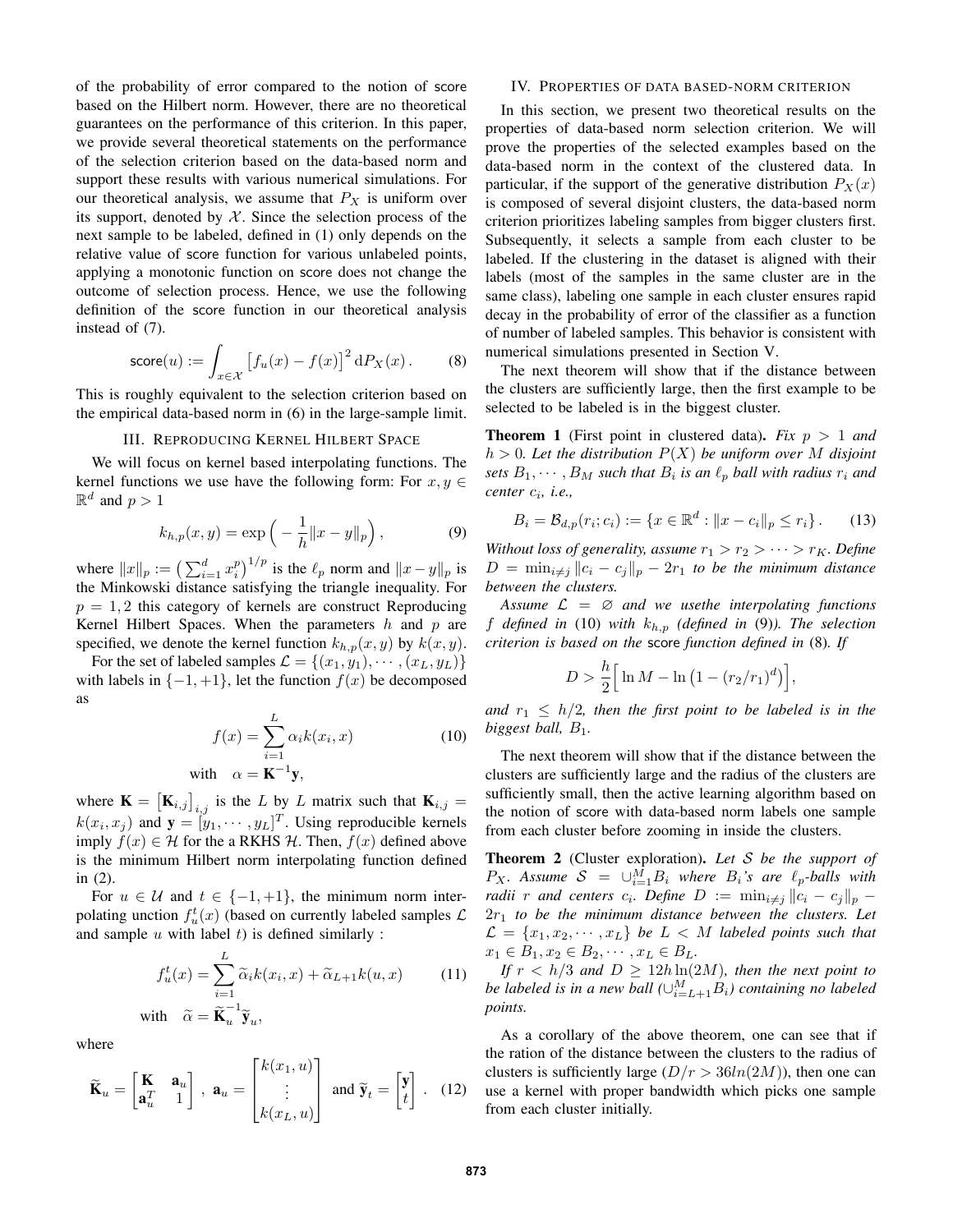of the probability of error compared to the notion of score based on the Hilbert norm. However, there are no theoretical guarantees on the performance of this criterion. In this paper, we provide several theoretical statements on the performance of the selection criterion based on the data-based norm and support these results with various numerical simulations. For our theoretical analysis, we assume that $P_X$ is uniform over its support, denoted by $\mathcal{X}$. Since the selection process of the next sample to be labeled, defined in (1) only depends on the relative value of score function for various unlabeled points, applying a monotonic function on score does not change the outcome of selection process. Hence, we use the following definition of the score function in our theoretical analysis instead of (7).

$$\mathsf{score}(u) := \int_{x\in\mathcal{X}} \big[f_u(x) - f(x)\big]^2 \,\mathrm{d}P_X(x)\,. \tag{8}$$

This is roughly equivalent to the selection criterion based on the empirical data-based norm in (6) in the large-sample limit.

## III. Reproducing Kernel Hilbert Space

We will focus on kernel based interpolating functions. The kernel functions we use have the following form: For $x, y \in \mathbb{R}^d$ and $p > 1$

$$k_{h,p}(x, y) = \exp\Big(-\frac{1}{h}\|x - y\|_p\Big)\,, \tag{9}$$

where $\|x\|_p := \big(\sum_{i=1}^d x_i^p\big)^{1/p}$ is the $\ell_p$ norm and $\|x-y\|_p$ is the Minkowski distance satisfying the triangle inequality. For $p = 1, 2$ this category of kernels are construct Reproducing Kernel Hilbert Spaces. When the parameters $h$ and $p$ are specified, we denote the kernel function $k_{h,p}(x, y)$ by $k(x, y)$.

For the set of labeled samples $\mathcal{L} = \{(x_1, y_1), \cdots, (x_L, y_L)\}$ with labels in $\{-1, +1\}$, let the function $f(x)$ be decomposed as

$$f(x) = \sum_{i=1}^{L} \alpha_i k(x_i, x) \quad \text{with} \quad \alpha = \mathbf{K}^{-1}\mathbf{y}, \tag{10}$$

where $\mathbf{K} = \big[\mathbf{K}_{i,j}\big]_{i,j}$ is the $L$ by $L$ matrix such that $\mathbf{K}_{i,j} = k(x_i, x_j)$ and $\mathbf{y} = [y_1, \cdots, y_L]^T$. Using reproducible kernels imply $f(x) \in \mathcal{H}$ for the a RKHS $\mathcal{H}$. Then, $f(x)$ defined above is the minimum Hilbert norm interpolating function defined in (2).

For $u \in \mathcal{U}$ and $t \in \{-1, +1\}$, the minimum norm interpolating unction $f_u^t(x)$ (based on currently labeled samples $\mathcal{L}$ and sample $u$ with label $t$) is defined similarly :

$$f_u^t(x) = \sum_{i=1}^{L} \widetilde{\alpha}_i k(x_i, x) + \widetilde{\alpha}_{L+1} k(u, x) \quad \text{with} \quad \widetilde{\alpha} = \widetilde{\mathbf{K}}_u^{-1}\widetilde{\mathbf{y}}_u, \tag{11}$$

where

$$\widetilde{\mathbf{K}}_u = \begin{bmatrix} \mathbf{K} & \mathbf{a}_u \\ \mathbf{a}_u^T & 1 \end{bmatrix}, \; \mathbf{a}_u = \begin{bmatrix} k(x_1, u) \\ \vdots \\ k(x_L, u) \end{bmatrix} \text{ and } \widetilde{\mathbf{y}}_t = \begin{bmatrix} \mathbf{y} \\ t \end{bmatrix}. \tag{12}$$

## IV. Properties of data based-norm criterion

In this section, we present two theoretical results on the properties of data-based norm selection criterion. We will prove the properties of the selected examples based on the data-based norm in the context of the clustered data. In particular, if the support of the generative distribution $P_X(x)$ is composed of several disjoint clusters, the data-based norm criterion prioritizes labeling samples from bigger clusters first. Subsequently, it selects a sample from each cluster to be labeled. If the clustering in the dataset is aligned with their labels (most of the samples in the same cluster are in the same class), labeling one sample in each cluster ensures rapid decay in the probability of error of the classifier as a function of number of labeled samples. This behavior is consistent with numerical simulations presented in Section V.

The next theorem will show that if the distance between the clusters are sufficiently large, then the first example to be selected to be labeled is in the biggest cluster.

**Theorem 1** (First point in clustered data)**.** *Fix $p > 1$ and $h > 0$. Let the distribution $P(X)$ be uniform over $M$ disjoint sets $B_1, \cdots, B_M$ such that $B_i$ is an $\ell_p$ ball with radius $r_i$ and center $c_i$, i.e.,*

$$B_i = \mathcal{B}_{d,p}(r_i; c_i) := \{x \in \mathbb{R}^d : \|x - c_i\|_p \le r_i\}\,. \tag{13}$$

*Without loss of generality, assume $r_1 > r_2 > \cdots > r_K$. Define $D = \min_{i\neq j}\|c_i - c_j\|_p - 2r_1$ to be the minimum distance between the clusters.*

*Assume $\mathcal{L} = \varnothing$ and we usethe interpolating functions $f$ defined in (10) with $k_{h,p}$ (defined in (9)). The selection criterion is based on the* score *function defined in (8). If*

$$D > \frac{h}{2}\Big[\ln M - \ln\big(1 - (r_2/r_1)^d\big)\Big],$$

*and $r_1 \le h/2$, then the first point to be labeled is in the biggest ball, $B_1$.*

The next theorem will show that if the distance between the clusters are sufficiently large and the radius of the clusters are sufficiently small, then the active learning algorithm based on the notion of score with data-based norm labels one sample from each cluster before zooming in inside the clusters.

**Theorem 2** (Cluster exploration)**.** *Let $\mathcal{S}$ be the support of $P_X$. Assume $\mathcal{S} = \cup_{i=1}^M B_i$ where $B_i$'s are $\ell_p$-balls with radii $r$ and centers $c_i$. Define $D := \min_{i\neq j}\|c_i - c_j\|_p - 2r_1$ to be the minimum distance between the clusters. Let $\mathcal{L} = \{x_1, x_2, \cdots, x_L\}$ be $L < M$ labeled points such that $x_1 \in B_1, x_2 \in B_2, \cdots, x_L \in B_L$.*

*If $r < h/3$ and $D \ge 12h\ln(2M)$, then the next point to be labeled is in a new ball ($\cup_{i=L+1}^M B_i$) containing no labeled points.*

As a corollary of the above theorem, one can see that if the ration of the distance between the clusters to the radius of clusters is sufficiently large ($D/r > 36ln(2M)$), then one can use a kernel with proper bandwidth which picks one sample from each cluster initially.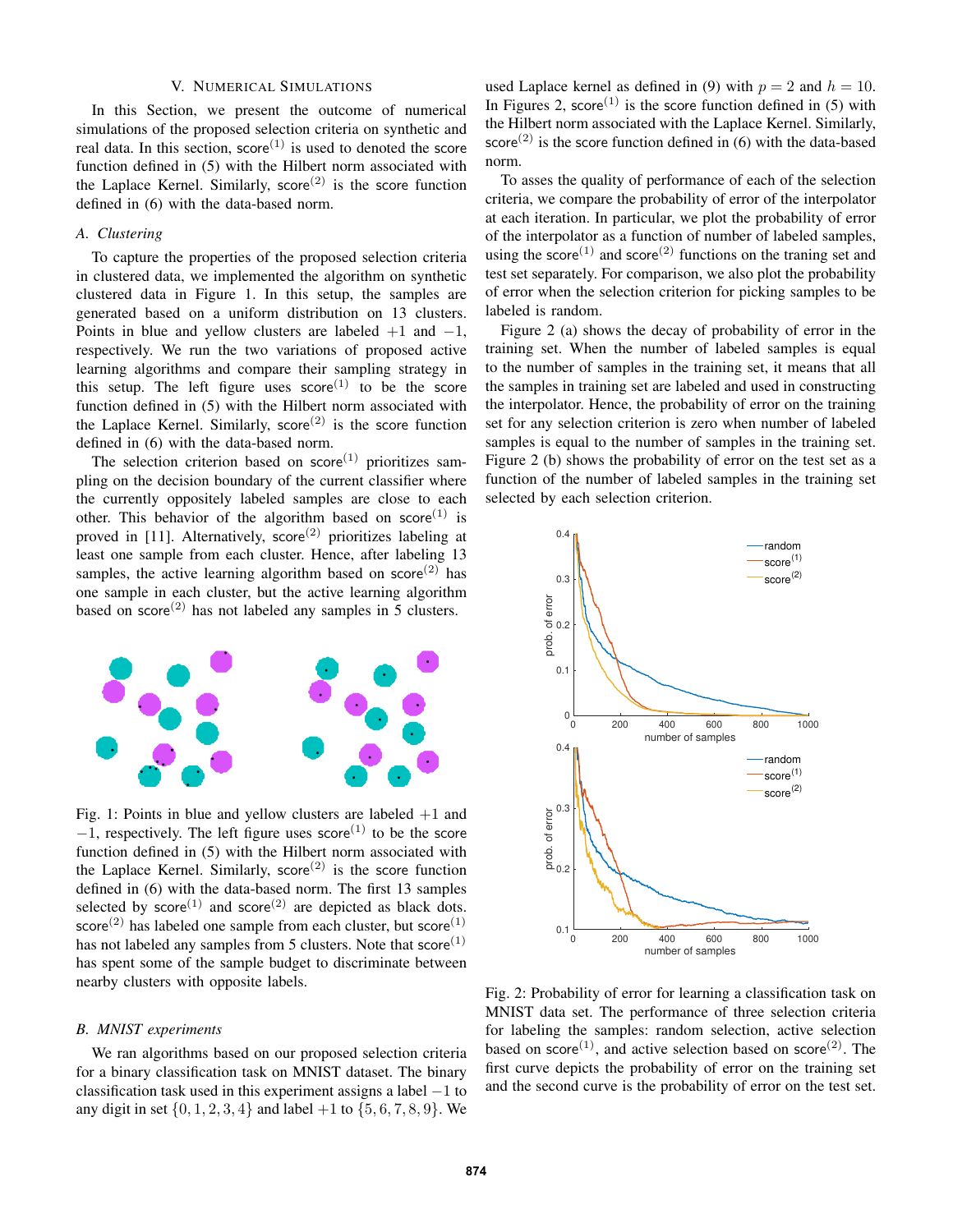## V. Numerical Simulations

In this Section, we present the outcome of numerical simulations of the proposed selection criteria on synthetic and real data. In this section, $\text{score}^{(1)}$ is used to denoted the score function defined in (5) with the Hilbert norm associated with the Laplace Kernel. Similarly, $\text{score}^{(2)}$ is the score function defined in (6) with the data-based norm.

### A. Clustering

To capture the properties of the proposed selection criteria in clustered data, we implemented the algorithm on synthetic clustered data in Figure 1. In this setup, the samples are generated based on a uniform distribution on 13 clusters. Points in blue and yellow clusters are labeled $+1$ and $-1$, respectively. We run the two variations of proposed active learning algorithms and compare their sampling strategy in this setup. The left figure uses $\text{score}^{(1)}$ to be the score function defined in (5) with the Hilbert norm associated with the Laplace Kernel. Similarly, $\text{score}^{(2)}$ is the score function defined in (6) with the data-based norm.

The selection criterion based on $\text{score}^{(1)}$ prioritizes sampling on the decision boundary of the current classifier where the currently oppositely labeled samples are close to each other. This behavior of the algorithm based on $\text{score}^{(1)}$ is proved in [11]. Alternatively, $\text{score}^{(2)}$ prioritizes labeling at least one sample from each cluster. Hence, after labeling 13 samples, the active learning algorithm based on $\text{score}^{(2)}$ has one sample in each cluster, but the active learning algorithm based on $\text{score}^{(2)}$ has not labeled any samples in 5 clusters.

Fig. 1: Points in blue and yellow clusters are labeled $+1$ and $-1$, respectively. The left figure uses $\text{score}^{(1)}$ to be the score function defined in (5) with the Hilbert norm associated with the Laplace Kernel. Similarly, $\text{score}^{(2)}$ is the score function defined in (6) with the data-based norm. The first 13 samples selected by $\text{score}^{(1)}$ and $\text{score}^{(2)}$ are depicted as black dots. $\text{score}^{(2)}$ has labeled one sample from each cluster, but $\text{score}^{(1)}$ has not labeled any samples from 5 clusters. Note that $\text{score}^{(1)}$ has spent some of the sample budget to discriminate between nearby clusters with opposite labels.

### B. MNIST experiments

We ran algorithms based on our proposed selection criteria for a binary classification task on MNIST dataset. The binary classification task used in this experiment assigns a label $-1$ to any digit in set $\{0, 1, 2, 3, 4\}$ and label $+1$ to $\{5, 6, 7, 8, 9\}$. We used Laplace kernel as defined in (9) with $p = 2$ and $h = 10$. In Figures 2, $\text{score}^{(1)}$ is the score function defined in (5) with the Hilbert norm associated with the Laplace Kernel. Similarly, $\text{score}^{(2)}$ is the score function defined in (6) with the data-based norm.

To asses the quality of performance of each of the selection criteria, we compare the probability of error of the interpolator at each iteration. In particular, we plot the probability of error of the interpolator as a function of number of labeled samples, using the $\text{score}^{(1)}$ and $\text{score}^{(2)}$ functions on the traning set and test set separately. For comparison, we also plot the probability of error when the selection criterion for picking samples to be labeled is random.

Figure 2 (a) shows the decay of probability of error in the training set. When the number of labeled samples is equal to the number of samples in the training set, it means that all the samples in training set are labeled and used in constructing the interpolator. Hence, the probability of error on the training set for any selection criterion is zero when number of labeled samples is equal to the number of samples in the training set. Figure 2 (b) shows the probability of error on the test set as a function of the number of labeled samples in the training set selected by each selection criterion.

Fig. 2: Probability of error for learning a classification task on MNIST data set. The performance of three selection criteria for labeling the samples: random selection, active selection based on $\text{score}^{(1)}$, and active selection based on $\text{score}^{(2)}$. The first curve depicts the probability of error on the training set and the second curve is the probability of error on the test set.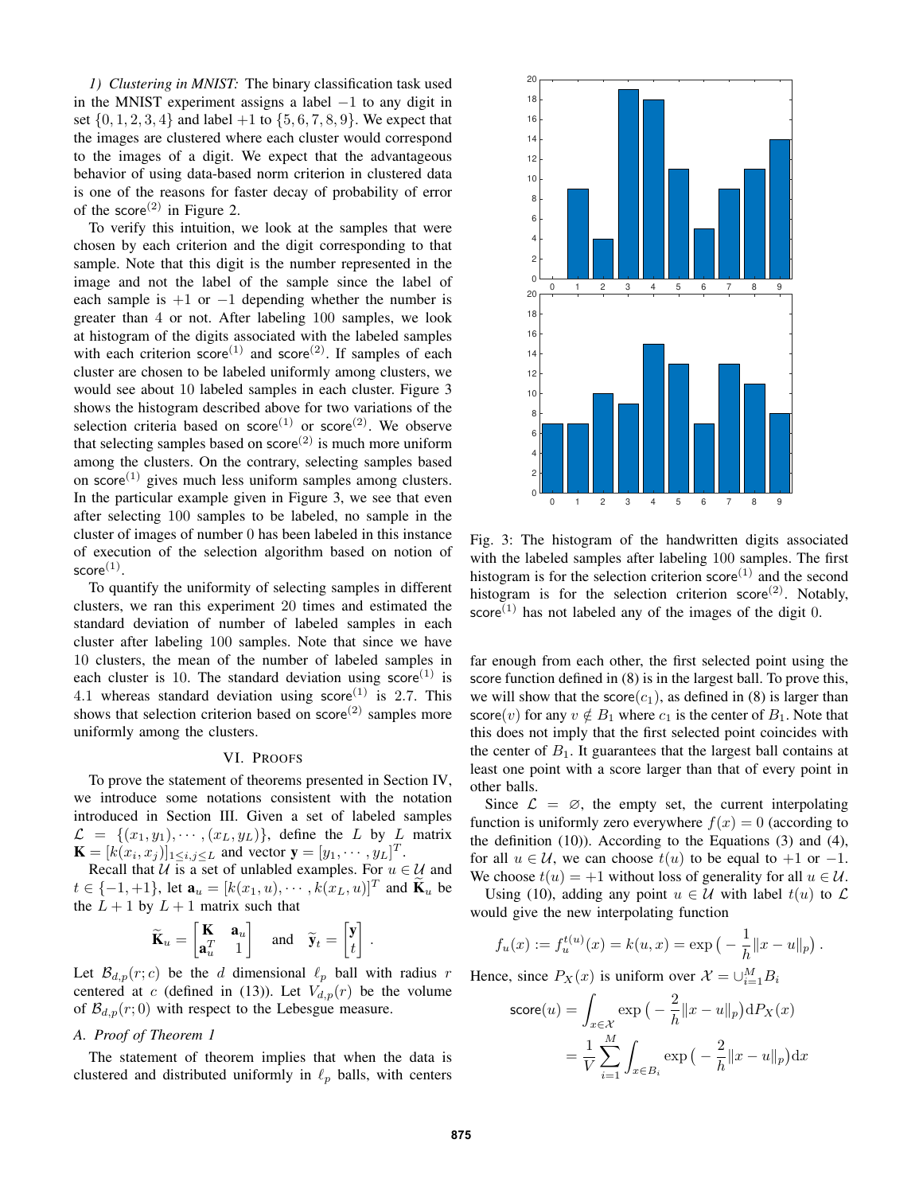*1) Clustering in MNIST:* The binary classification task used in the MNIST experiment assigns a label $-1$ to any digit in set $\{0, 1, 2, 3, 4\}$ and label $+1$ to $\{5, 6, 7, 8, 9\}$. We expect that the images are clustered where each cluster would correspond to the images of a digit. We expect that the advantageous behavior of using data-based norm criterion in clustered data is one of the reasons for faster decay of probability of error of the $\mathsf{score}^{(2)}$ in Figure 2.

To verify this intuition, we look at the samples that were chosen by each criterion and the digit corresponding to that sample. Note that this digit is the number represented in the image and not the label of the sample since the label of each sample is $+1$ or $-1$ depending whether the number is greater than $4$ or not. After labeling $100$ samples, we look at histogram of the digits associated with the labeled samples with each criterion $\mathsf{score}^{(1)}$ and $\mathsf{score}^{(2)}$. If samples of each cluster are chosen to be labeled uniformly among clusters, we would see about $10$ labeled samples in each cluster. Figure 3 shows the histogram described above for two variations of the selection criteria based on $\mathsf{score}^{(1)}$ or $\mathsf{score}^{(2)}$. We observe that selecting samples based on $\mathsf{score}^{(2)}$ is much more uniform among the clusters. On the contrary, selecting samples based on $\mathsf{score}^{(1)}$ gives much less uniform samples among clusters. In the particular example given in Figure 3, we see that even after selecting $100$ samples to be labeled, no sample in the cluster of images of number $0$ has been labeled in this instance of execution of the selection algorithm based on notion of $\mathsf{score}^{(1)}$.

To quantify the uniformity of selecting samples in different clusters, we ran this experiment $20$ times and estimated the standard deviation of number of labeled samples in each cluster after labeling $100$ samples. Note that since we have $10$ clusters, the mean of the number of labeled samples in each cluster is $10$. The standard deviation using $\mathsf{score}^{(1)}$ is $4.1$ whereas standard deviation using $\mathsf{score}^{(1)}$ is $2.7$. This shows that selection criterion based on $\mathsf{score}^{(2)}$ samples more uniformly among the clusters.

Fig. 3: The histogram of the handwritten digits associated with the labeled samples after labeling $100$ samples. The first histogram is for the selection criterion $\mathsf{score}^{(1)}$ and the second histogram is for the selection criterion $\mathsf{score}^{(2)}$. Notably, $\mathsf{score}^{(1)}$ has not labeled any of the images of the digit $0$.

## VI. Proofs

To prove the statement of theorems presented in Section IV, we introduce some notations consistent with the notation introduced in Section III. Given a set of labeled samples $\mathcal{L} = \{(x_1, y_1), \cdots, (x_L, y_L)\}$, define the $L$ by $L$ matrix $\mathbf{K} = [k(x_i, x_j)]_{1 \le i,j \le L}$ and vector $\mathbf{y} = [y_1, \cdots, y_L]^T$.

Recall that $\mathcal{U}$ is a set of unlabled examples. For $u \in \mathcal{U}$ and $t \in \{-1, +1\}$, let $\mathbf{a}_u = [k(x_1, u), \cdots, k(x_L, u)]^T$ and $\widetilde{\mathbf{K}}_u$ be the $L+1$ by $L+1$ matrix such that

$$\widetilde{\mathbf{K}}_u = \begin{bmatrix} \mathbf{K} & \mathbf{a}_u \\ \mathbf{a}_u^T & 1 \end{bmatrix} \quad \text{and} \quad \widetilde{\mathbf{y}}_t = \begin{bmatrix} \mathbf{y} \\ t \end{bmatrix} .$$

Let $\mathcal{B}_{d,p}(r; c)$ be the $d$ dimensional $\ell_p$ ball with radius $r$ centered at $c$ (defined in (13)). Let $V_{d,p}(r)$ be the volume of $\mathcal{B}_{d,p}(r; 0)$ with respect to the Lebesgue measure.

### A. Proof of Theorem 1

The statement of theorem implies that when the data is clustered and distributed uniformly in $\ell_p$ balls, with centers far enough from each other, the first selected point using the score function defined in (8) is in the largest ball. To prove this, we will show that the $\mathsf{score}(c_1)$, as defined in (8) is larger than $\mathsf{score}(v)$ for any $v \notin B_1$ where $c_1$ is the center of $B_1$. Note that this does not imply that the first selected point coincides with the center of $B_1$. It guarantees that the largest ball contains at least one point with a score larger than that of every point in other balls.

Since $\mathcal{L} = \varnothing$, the empty set, the current interpolating function is uniformly zero everywhere $f(x) = 0$ (according to the definition (10)). According to the Equations (3) and (4), for all $u \in \mathcal{U}$, we can choose $t(u)$ to be equal to $+1$ or $-1$. We choose $t(u) = +1$ without loss of generality for all $u \in \mathcal{U}$.

Using (10), adding any point $u \in \mathcal{U}$ with label $t(u)$ to $\mathcal{L}$ would give the new interpolating function

$$f_u(x) := f_u^{t(u)}(x) = k(u, x) = \exp\big(-\frac{1}{h}\|x - u\|_p\big) .$$

Hence, since $P_X(x)$ is uniform over $\mathcal{X} = \cup_{i=1}^M B_i$

$$\begin{aligned} \mathsf{score}(u) &= \int_{x \in \mathcal{X}} \exp\big(-\frac{2}{h}\|x - u\|_p\big) \mathrm{d}P_X(x) \\ &= \frac{1}{V} \sum_{i=1}^M \int_{x \in B_i} \exp\big(-\frac{2}{h}\|x - u\|_p\big) \mathrm{d}x \end{aligned}$$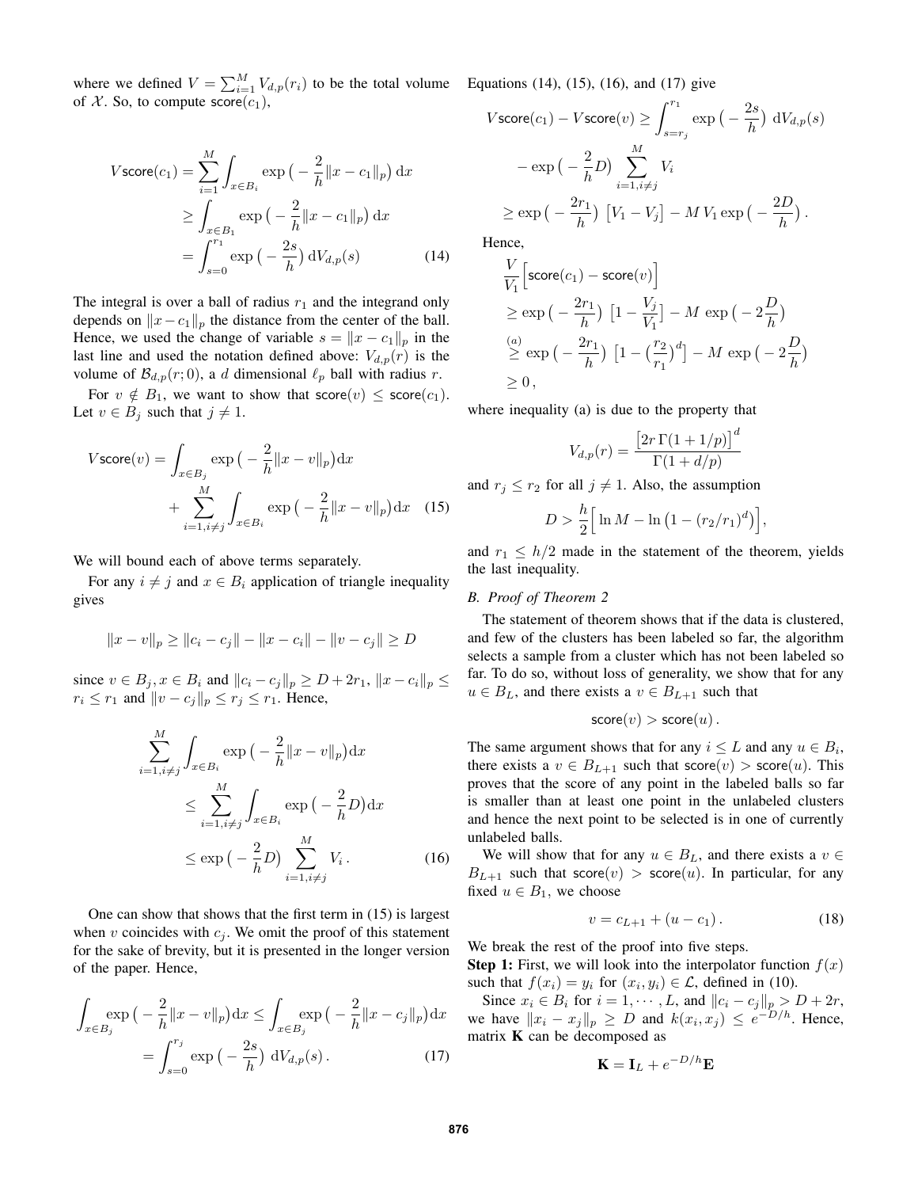where we defined $V = \sum_{i=1}^{M} V_{d,p}(r_i)$ to be the total volume of $\mathcal{X}$. So, to compute $\mathsf{score}(c_1)$,

$$
\begin{aligned}
V\mathsf{score}(c_1) &= \sum_{i=1}^{M} \int_{x\in B_i} \exp\big(-\frac{2}{h}\|x-c_1\|_p\big)\,\mathrm{d}x \\
&\geq \int_{x\in B_1} \exp\big(-\frac{2}{h}\|x-c_1\|_p\big)\,\mathrm{d}x \\
&= \int_{s=0}^{r_1} \exp\big(-\frac{2s}{h}\big)\,\mathrm{d}V_{d,p}(s) \qquad (14)
\end{aligned}
$$

The integral is over a ball of radius $r_1$ and the integrand only depends on $\|x-c_1\|_p$ the distance from the center of the ball. Hence, we used the change of variable $s = \|x-c_1\|_p$ in the last line and used the notation defined above: $V_{d,p}(r)$ is the volume of $\mathcal{B}_{d,p}(r;0)$, a $d$ dimensional $\ell_p$ ball with radius $r$.

For $v \notin B_1$, we want to show that $\mathsf{score}(v) \leq \mathsf{score}(c_1)$. Let $v \in B_j$ such that $j \neq 1$.

$$
\begin{aligned}
V\mathsf{score}(v) &= \int_{x\in B_j} \exp\big(-\frac{2}{h}\|x-v\|_p\big)\mathrm{d}x \\
&\quad + \sum_{i=1,i\neq j}^{M} \int_{x\in B_i} \exp\big(-\frac{2}{h}\|x-v\|_p\big)\mathrm{d}x \qquad (15)
\end{aligned}
$$

We will bound each of above terms separately.

For any $i \neq j$ and $x \in B_i$ application of triangle inequality gives

$$
\|x-v\|_p \geq \|c_i - c_j\| - \|x-c_i\| - \|v-c_j\| \geq D
$$

since $v \in B_j, x \in B_i$ and $\|c_i - c_j\|_p \geq D + 2r_1$, $\|x-c_i\|_p \leq r_i \leq r_1$ and $\|v-c_j\|_p \leq r_j \leq r_1$. Hence,

$$
\begin{aligned}
&\sum_{i=1,i\neq j}^{M} \int_{x\in B_i} \exp\big(-\frac{2}{h}\|x-v\|_p\big)\mathrm{d}x \\
&\qquad\leq \sum_{i=1,i\neq j}^{M} \int_{x\in B_i} \exp\big(-\frac{2}{h}D\big)\mathrm{d}x \\
&\qquad\leq \exp\big(-\frac{2}{h}D\big) \sum_{i=1,i\neq j}^{M} V_i \,. \qquad (16)
\end{aligned}
$$

One can show that shows that the first term in (15) is largest when $v$ coincides with $c_j$. We omit the proof of this statement for the sake of brevity, but it is presented in the longer version of the paper. Hence,

$$
\begin{aligned}
\int_{x\in B_j} \exp\big(-\frac{2}{h}\|x-v\|_p\big)\mathrm{d}x &\leq \int_{x\in B_j} \exp\big(-\frac{2}{h}\|x-c_j\|_p\big)\mathrm{d}x \\
&= \int_{s=0}^{r_j} \exp\big(-\frac{2s}{h}\big)\,\mathrm{d}V_{d,p}(s)\,. \qquad (17)
\end{aligned}
$$

Equations (14), (15), (16), and (17) give

$$
\begin{aligned}
V\mathsf{score}(c_1) - V\mathsf{score}(v) &\geq \int_{s=r_j}^{r_1} \exp\big(-\frac{2s}{h}\big)\,\mathrm{d}V_{d,p}(s) \\
&\quad - \exp\big(-\frac{2}{h}D\big) \sum_{i=1,i\neq j}^{M} V_i \\
&\geq \exp\big(-\frac{2r_1}{h}\big)\,\big[V_1 - V_j\big] - M\,V_1 \exp\big(-\frac{2D}{h}\big)\,.
\end{aligned}
$$

Hence,

$$
\begin{aligned}
&\frac{V}{V_1}\Big[\mathsf{score}(c_1) - \mathsf{score}(v)\Big] \\
&\geq \exp\big(-\frac{2r_1}{h}\big)\,\big[1 - \frac{V_j}{V_1}\big] - M\,\exp\big(-2\frac{D}{h}\big) \\
&\overset{(a)}{\geq} \exp\big(-\frac{2r_1}{h}\big)\,\big[1 - \big(\frac{r_2}{r_1}\big)^d\big] - M\,\exp\big(-2\frac{D}{h}\big) \\
&\geq 0\,,
\end{aligned}
$$

where inequality (a) is due to the property that

$$
V_{d,p}(r) = \frac{\big[2r\,\Gamma(1+1/p)\big]^d}{\Gamma(1+d/p)}
$$

and $r_j \leq r_2$ for all $j \neq 1$. Also, the assumption

$$
D > \frac{h}{2}\Big[\ln M - \ln\big(1 - (r_2/r_1)^d\big)\Big],
$$

and $r_1 \leq h/2$ made in the statement of the theorem, yields the last inequality.

### B. Proof of Theorem 2

The statement of theorem shows that if the data is clustered, and few of the clusters has been labeled so far, the algorithm selects a sample from a cluster which has not been labeled so far. To do so, without loss of generality, we show that for any $u \in B_L$, and there exists a $v \in B_{L+1}$ such that

$$
\mathsf{score}(v) > \mathsf{score}(u)\,.
$$

The same argument shows that for any $i \leq L$ and any $u \in B_i$, there exists a $v \in B_{L+1}$ such that $\mathsf{score}(v) > \mathsf{score}(u)$. This proves that the score of any point in the labeled balls so far is smaller than at least one point in the unlabeled clusters and hence the next point to be selected is in one of currently unlabeled balls.

We will show that for any $u \in B_L$, and there exists a $v \in B_{L+1}$ such that $\mathsf{score}(v) > \mathsf{score}(u)$. In particular, for any fixed $u \in B_1$, we choose

$$
v = c_{L+1} + (u - c_1)\,. \qquad (18)
$$

We break the rest of the proof into five steps.

**Step 1:** First, we will look into the interpolator function $f(x)$ such that $f(x_i) = y_i$ for $(x_i, y_i) \in \mathcal{L}$, defined in (10).

Since $x_i \in B_i$ for $i = 1, \cdots, L$, and $\|c_i - c_j\|_p > D + 2r$, we have $\|x_i - x_j\|_p \geq D$ and $k(x_i, x_j) \leq e^{-D/h}$. Hence, matrix $\mathbf{K}$ can be decomposed as

$$
\mathbf{K} = \mathbf{I}_L + e^{-D/h}\mathbf{E}
$$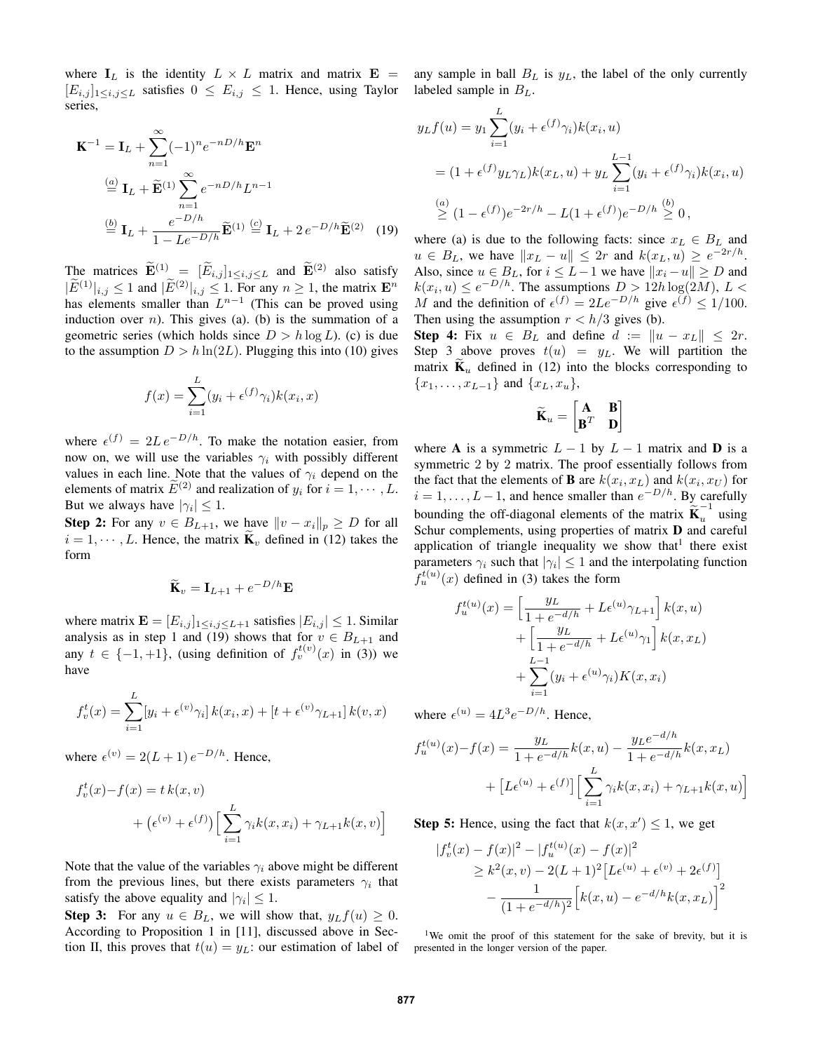where $\mathbf{I}_L$ is the identity $L \times L$ matrix and matrix $\mathbf{E} = [E_{i,j}]_{1 \le i,j \le L}$ satisfies $0 \le E_{i,j} \le 1$. Hence, using Taylor series,

$$
\begin{aligned}
\mathbf{K}^{-1} &= \mathbf{I}_L + \sum_{n=1}^{\infty} (-1)^n e^{-nD/h} \mathbf{E}^n \\
&\overset{(a)}{=} \mathbf{I}_L + \widetilde{\mathbf{E}}^{(1)} \sum_{n=1}^{\infty} e^{-nD/h} L^{n-1} \\
&\overset{(b)}{=} \mathbf{I}_L + \frac{e^{-D/h}}{1 - Le^{-D/h}} \widetilde{\mathbf{E}}^{(1)} \overset{(c)}{=} \mathbf{I}_L + 2\, e^{-D/h} \widetilde{\mathbf{E}}^{(2)} \quad (19)
\end{aligned}
$$

The matrices $\widetilde{\mathbf{E}}^{(1)} = [\widetilde{E}_{i,j}]_{1 \le i,j \le L}$ and $\widetilde{\mathbf{E}}^{(2)}$ also satisfy $|\widetilde{E}^{(1)}|_{i,j} \le 1$ and $|\widetilde{E}^{(2)}|_{i,j} \le 1$. For any $n \ge 1$, the matrix $\mathbf{E}^n$ has elements smaller than $L^{n-1}$ (This can be proved using induction over $n$). This gives (a). (b) is the summation of a geometric series (which holds since $D > h \log L$). (c) is due to the assumption $D > h \ln(2L)$. Plugging this into (10) gives

$$
f(x) = \sum_{i=1}^{L} (y_i + \epsilon^{(f)} \gamma_i) k(x_i, x)
$$

where $\epsilon^{(f)} = 2L\, e^{-D/h}$. To make the notation easier, from now on, we will use the variables $\gamma_i$ with possibly different values in each line. Note that the values of $\gamma_i$ depend on the elements of matrix $\widetilde{E}^{(2)}$ and realization of $y_i$ for $i = 1, \cdots, L$. But we always have $|\gamma_i| \le 1$.

**Step 2:** For any $v \in B_{L+1}$, we have $\|v - x_i\|_p \ge D$ for all $i = 1, \cdots, L$. Hence, the matrix $\widetilde{\mathbf{K}}_v$ defined in (12) takes the form

$$
\widetilde{\mathbf{K}}_v = \mathbf{I}_{L+1} + e^{-D/h} \mathbf{E}
$$

where matrix $\mathbf{E} = [E_{i,j}]_{1 \le i,j \le L+1}$ satisfies $|E_{i,j}| \le 1$. Similar analysis as in step 1 and (19) shows that for $v \in B_{L+1}$ and any $t \in \{-1, +1\}$, (using definition of $f_v^{t(v)}(x)$ in (3)) we have

$$
f_v^t(x) = \sum_{i=1}^{L} [y_i + \epsilon^{(v)} \gamma_i]\, k(x_i, x) + [t + \epsilon^{(v)} \gamma_{L+1}]\, k(v, x)
$$

where $\epsilon^{(v)} = 2(L+1)\, e^{-D/h}$. Hence,

$$
\begin{aligned}
f_v^t(x) - f(x) &= t\, k(x, v) \\
&\quad + \left(\epsilon^{(v)} + \epsilon^{(f)}\right) \Big[ \sum_{i=1}^{L} \gamma_i k(x, x_i) + \gamma_{L+1} k(x, v) \Big]
\end{aligned}
$$

Note that the value of the variables $\gamma_i$ above might be different from the previous lines, but there exists parameters $\gamma_i$ that satisfy the above equality and $|\gamma_i| \le 1$.

**Step 3:** For any $u \in B_L$, we will show that, $y_L f(u) \ge 0$. According to Proposition 1 in [11], discussed above in Section II, this proves that $t(u) = y_L$: our estimation of label of any sample in ball $B_L$ is $y_L$, the label of the only currently labeled sample in $B_L$.

$$
\begin{aligned}
y_L f(u) &= y_1 \sum_{i=1}^{L} (y_i + \epsilon^{(f)} \gamma_i) k(x_i, u) \\
&= (1 + \epsilon^{(f)} y_L \gamma_L) k(x_L, u) + y_L \sum_{i=1}^{L-1} (y_i + \epsilon^{(f)} \gamma_i) k(x_i, u) \\
&\overset{(a)}{\ge} (1 - \epsilon^{(f)}) e^{-2r/h} - L(1 + \epsilon^{(f)}) e^{-D/h} \overset{(b)}{\ge} 0\,,
\end{aligned}
$$

where (a) is due to the following facts: since $x_L \in B_L$ and $u \in B_L$, we have $\|x_L - u\| \le 2r$ and $k(x_L, u) \ge e^{-2r/h}$. Also, since $u \in B_L$, for $i \le L-1$ we have $\|x_i - u\| \ge D$ and $k(x_i, u) \le e^{-D/h}$. The assumptions $D > 12h \log(2M)$, $L < M$ and the definition of $\epsilon^{(f)} = 2Le^{-D/h}$ give $\epsilon^{(f)} \le 1/100$. Then using the assumption $r < h/3$ gives (b).

**Step 4:** Fix $u \in B_L$ and define $d := \|u - x_L\| \le 2r$. Step 3 above proves $t(u) = y_L$. We will partition the matrix $\widetilde{\mathbf{K}}_u$ defined in (12) into the blocks corresponding to $\{x_1, \ldots, x_{L-1}\}$ and $\{x_L, x_u\}$,

$$
\widetilde{\mathbf{K}}_u = \begin{bmatrix} \mathbf{A} & \mathbf{B} \\ \mathbf{B}^T & \mathbf{D} \end{bmatrix}
$$

where $\mathbf{A}$ is a symmetric $L-1$ by $L-1$ matrix and $\mathbf{D}$ is a symmetric 2 by 2 matrix. The proof essentially follows from the fact that the elements of $\mathbf{B}$ are $k(x_i, x_L)$ and $k(x_i, x_U)$ for $i = 1, \ldots, L-1$, and hence smaller than $e^{-D/h}$. By carefully bounding the off-diagonal elements of the matrix $\widetilde{\mathbf{K}}_u^{-1}$ using Schur complements, using properties of matrix $\mathbf{D}$ and careful application of triangle inequality we show that[1] there exist parameters $\gamma_i$ such that $|\gamma_i| \le 1$ and the interpolating function $f_u^{t(u)}(x)$ defined in (3) takes the form

$$
\begin{aligned}
f_u^{t(u)}(x) &= \Big[ \frac{y_L}{1 + e^{-d/h}} + L\epsilon^{(u)} \gamma_{L+1} \Big] k(x, u) \\
&\quad + \Big[ \frac{y_L}{1 + e^{-d/h}} + L\epsilon^{(u)} \gamma_1 \Big] k(x, x_L) \\
&\quad + \sum_{i=1}^{L-1} (y_i + \epsilon^{(u)} \gamma_i) K(x, x_i)
\end{aligned}
$$

where $\epsilon^{(u)} = 4L^3 e^{-D/h}$. Hence,

$$
\begin{aligned}
f_u^{t(u)}(x) - f(x) &= \frac{y_L}{1 + e^{-d/h}} k(x, u) - \frac{y_L e^{-d/h}}{1 + e^{-d/h}} k(x, x_L) \\
&\quad + \left[ L\epsilon^{(u)} + \epsilon^{(f)} \right] \Big[ \sum_{i=1}^{L} \gamma_i k(x, x_i) + \gamma_{L+1} k(x, u) \Big]
\end{aligned}
$$

**Step 5:** Hence, using the fact that $k(x, x') \le 1$, we get

$$
\begin{aligned}
&|f_v^t(x) - f(x)|^2 - |f_u^{t(u)}(x) - f(x)|^2 \\
&\quad \ge k^2(x, v) - 2(L+1)^2 \left[ L\epsilon^{(u)} + \epsilon^{(v)} + 2\epsilon^{(f)} \right] \\
&\quad\quad - \frac{1}{(1 + e^{-d/h})^2} \Big[ k(x, u) - e^{-d/h} k(x, x_L) \Big]^2
\end{aligned}
$$

[1] We omit the proof of this statement for the sake of brevity, but it is presented in the longer version of the paper.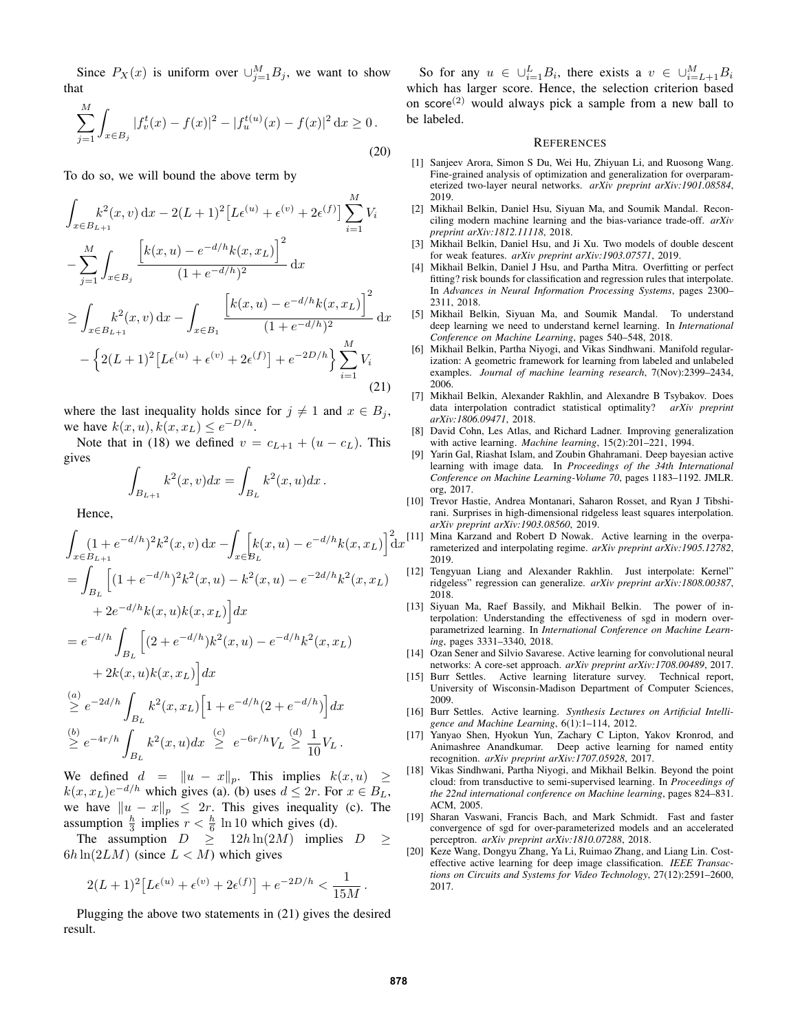Since $P_X(x)$ is uniform over $\cup_{j=1}^{M} B_j$, we want to show that

$$\sum_{j=1}^{M} \int_{x \in B_j} |f_v^t(x) - f(x)|^2 - |f_u^{t(u)}(x) - f(x)|^2 \, \mathrm{d}x \geq 0 \,. \tag{20}$$

To do so, we will bound the above term by

$$\begin{aligned}
&\int_{x \in B_{L+1}} k^2(x,v) \, \mathrm{d}x - 2(L+1)^2 \big[L\epsilon^{(u)} + \epsilon^{(v)} + 2\epsilon^{(f)}\big] \sum_{i=1}^{M} V_i \\
&- \sum_{j=1}^{M} \int_{x \in B_j} \frac{\Big[k(x,u) - e^{-d/h} k(x,x_L)\Big]^2}{(1+e^{-d/h})^2} \, \mathrm{d}x \\
&\geq \int_{x \in B_{L+1}} k^2(x,v) \, \mathrm{d}x - \int_{x \in B_1} \frac{\Big[k(x,u) - e^{-d/h} k(x,x_L)\Big]^2}{(1+e^{-d/h})^2} \, \mathrm{d}x \\
&- \Big\{ 2(L+1)^2 \big[L\epsilon^{(u)} + \epsilon^{(v)} + 2\epsilon^{(f)}\big] + e^{-2D/h} \Big\} \sum_{i=1}^{M} V_i
\end{aligned} \tag{21}$$

where the last inequality holds since for $j \neq 1$ and $x \in B_j$, we have $k(x,u), k(x,x_L) \leq e^{-D/h}$.

Note that in (18) we defined $v = c_{L+1} + (u - c_L)$. This gives

$$\int_{B_{L+1}} k^2(x,v) dx = \int_{B_L} k^2(x,u) dx \,.$$

Hence,

$$\begin{aligned}
&\int_{x \in B_{L+1}} (1+e^{-d/h})^2 k^2(x,v) \, \mathrm{d}x - \int_{x \in B_L} \Big[k(x,u) - e^{-d/h} k(x,x_L)\Big]^2 \mathrm{d}x \\
&= \int_{B_L} \Big[(1+e^{-d/h})^2 k^2(x,u) - k^2(x,u) - e^{-2d/h} k^2(x,x_L) \\
&\quad + 2e^{-d/h} k(x,u) k(x,x_L)\Big] dx \\
&= e^{-d/h} \int_{B_L} \Big[(2+e^{-d/h}) k^2(x,u) - e^{-d/h} k^2(x,x_L) \\
&\quad + 2k(x,u) k(x,x_L)\Big] dx \\
&\overset{(a)}{\geq} e^{-2d/h} \int_{B_L} k^2(x,x_L) \Big[1 + e^{-d/h}(2+e^{-d/h})\Big] dx \\
&\overset{(b)}{\geq} e^{-4r/h} \int_{B_L} k^2(x,u) dx \overset{(c)}{\geq} e^{-6r/h} V_L \overset{(d)}{\geq} \frac{1}{10} V_L \,.
\end{aligned}$$

We defined $d = \|u - x\|_p$. This implies $k(x,u) \geq k(x,x_L) e^{-d/h}$ which gives (a). (b) uses $d \leq 2r$. For $x \in B_L$, we have $\|u - x\|_p \leq 2r$. This gives inequality (c). The assumption $\frac{h}{3}$ implies $r < \frac{h}{6} \ln 10$ which gives (d).

The assumption $D \geq 12h \ln(2M)$ implies $D \geq 6h \ln(2LM)$ (since $L < M$) which gives

$$2(L+1)^2 \big[L\epsilon^{(u)} + \epsilon^{(v)} + 2\epsilon^{(f)}\big] + e^{-2D/h} < \frac{1}{15M} \,.$$

Plugging the above two statements in (21) gives the desired result.

So for any $u \in \cup_{i=1}^{L} B_i$, there exists a $v \in \cup_{i=L+1}^{M} B_i$ which has larger score. Hence, the selection criterion based on $\text{score}^{(2)}$ would always pick a sample from a new ball to be labeled.

## References

[1] Sanjeev Arora, Simon S Du, Wei Hu, Zhiyuan Li, and Ruosong Wang. Fine-grained analysis of optimization and generalization for overparameterized two-layer neural networks. *arXiv preprint arXiv:1901.08584*, 2019.

[2] Mikhail Belkin, Daniel Hsu, Siyuan Ma, and Soumik Mandal. Reconciling modern machine learning and the bias-variance trade-off. *arXiv preprint arXiv:1812.11118*, 2018.

[3] Mikhail Belkin, Daniel Hsu, and Ji Xu. Two models of double descent for weak features. *arXiv preprint arXiv:1903.07571*, 2019.

[4] Mikhail Belkin, Daniel J Hsu, and Partha Mitra. Overfitting or perfect fitting? risk bounds for classification and regression rules that interpolate. In *Advances in Neural Information Processing Systems*, pages 2300–2311, 2018.

[5] Mikhail Belkin, Siyuan Ma, and Soumik Mandal. To understand deep learning we need to understand kernel learning. In *International Conference on Machine Learning*, pages 540–548, 2018.

[6] Mikhail Belkin, Partha Niyogi, and Vikas Sindhwani. Manifold regularization: A geometric framework for learning from labeled and unlabeled examples. *Journal of machine learning research*, 7(Nov):2399–2434, 2006.

[7] Mikhail Belkin, Alexander Rakhlin, and Alexandre B Tsybakov. Does data interpolation contradict statistical optimality? *arXiv preprint arXiv:1806.09471*, 2018.

[8] David Cohn, Les Atlas, and Richard Ladner. Improving generalization with active learning. *Machine learning*, 15(2):201–221, 1994.

[9] Yarin Gal, Riashat Islam, and Zoubin Ghahramani. Deep bayesian active learning with image data. In *Proceedings of the 34th International Conference on Machine Learning-Volume 70*, pages 1183–1192. JMLR.org, 2017.

[10] Trevor Hastie, Andrea Montanari, Saharon Rosset, and Ryan J Tibshirani. Surprises in high-dimensional ridgeless least squares interpolation. *arXiv preprint arXiv:1903.08560*, 2019.

[11] Mina Karzand and Robert D Nowak. Active learning in the overparameterized and interpolating regime. *arXiv preprint arXiv:1905.12782*, 2019.

[12] Tengyuan Liang and Alexander Rakhlin. Just interpolate: Kernel" ridgeless" regression can generalize. *arXiv preprint arXiv:1808.00387*, 2018.

[13] Siyuan Ma, Raef Bassily, and Mikhail Belkin. The power of interpolation: Understanding the effectiveness of sgd in modern overparametrized learning. In *International Conference on Machine Learning*, pages 3331–3340, 2018.

[14] Ozan Sener and Silvio Savarese. Active learning for convolutional neural networks: A core-set approach. *arXiv preprint arXiv:1708.00489*, 2017.

[15] Burr Settles. Active learning literature survey. Technical report, University of Wisconsin-Madison Department of Computer Sciences, 2009.

[16] Burr Settles. Active learning. *Synthesis Lectures on Artificial Intelligence and Machine Learning*, 6(1):1–114, 2012.

[17] Yanyao Shen, Hyokun Yun, Zachary C Lipton, Yakov Kronrod, and Animashree Anandkumar. Deep active learning for named entity recognition. *arXiv preprint arXiv:1707.05928*, 2017.

[18] Vikas Sindhwani, Partha Niyogi, and Mikhail Belkin. Beyond the point cloud: from transductive to semi-supervised learning. In *Proceedings of the 22nd international conference on Machine learning*, pages 824–831. ACM, 2005.

[19] Sharan Vaswani, Francis Bach, and Mark Schmidt. Fast and faster convergence of sgd for over-parameterized models and an accelerated perceptron. *arXiv preprint arXiv:1810.07288*, 2018.

[20] Keze Wang, Dongyu Zhang, Ya Li, Ruimao Zhang, and Liang Lin. Cost-effective active learning for deep image classification. *IEEE Transactions on Circuits and Systems for Video Technology*, 27(12):2591–2600, 2017.